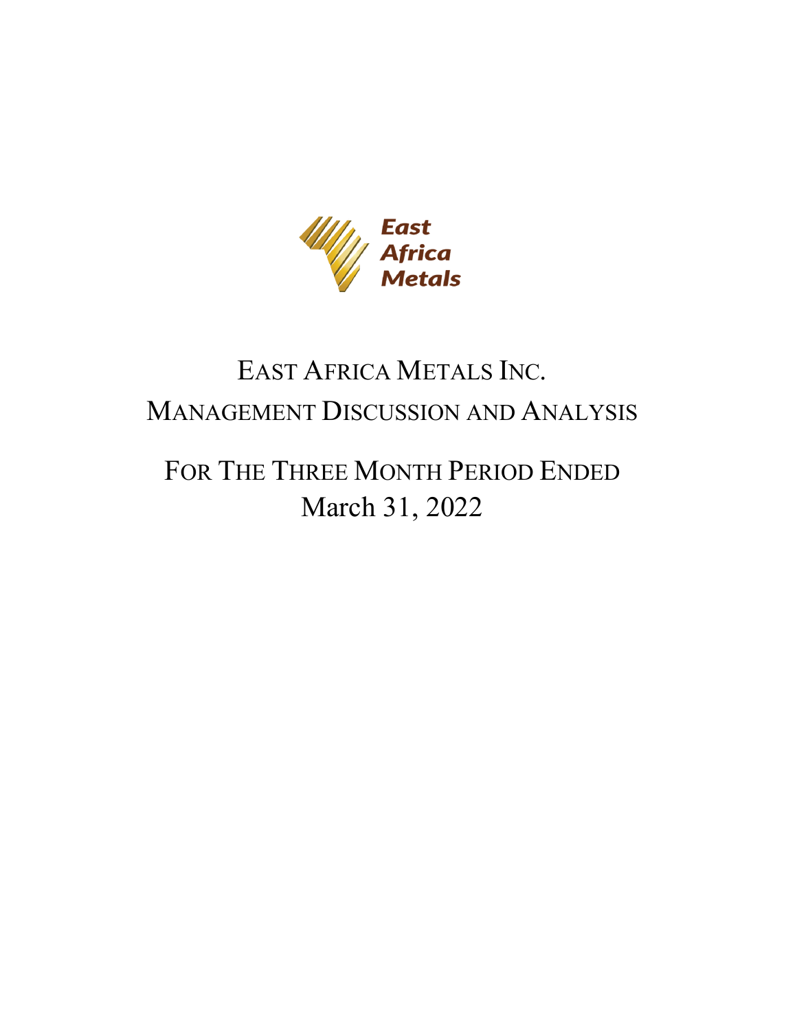East Africa Metals

# EAST AFRICA METALS INC.

# MANAGEMENT DISCUSSION AND ANALYSIS

## FOR THE THREE MONTH PERIOD ENDED March 31, 2022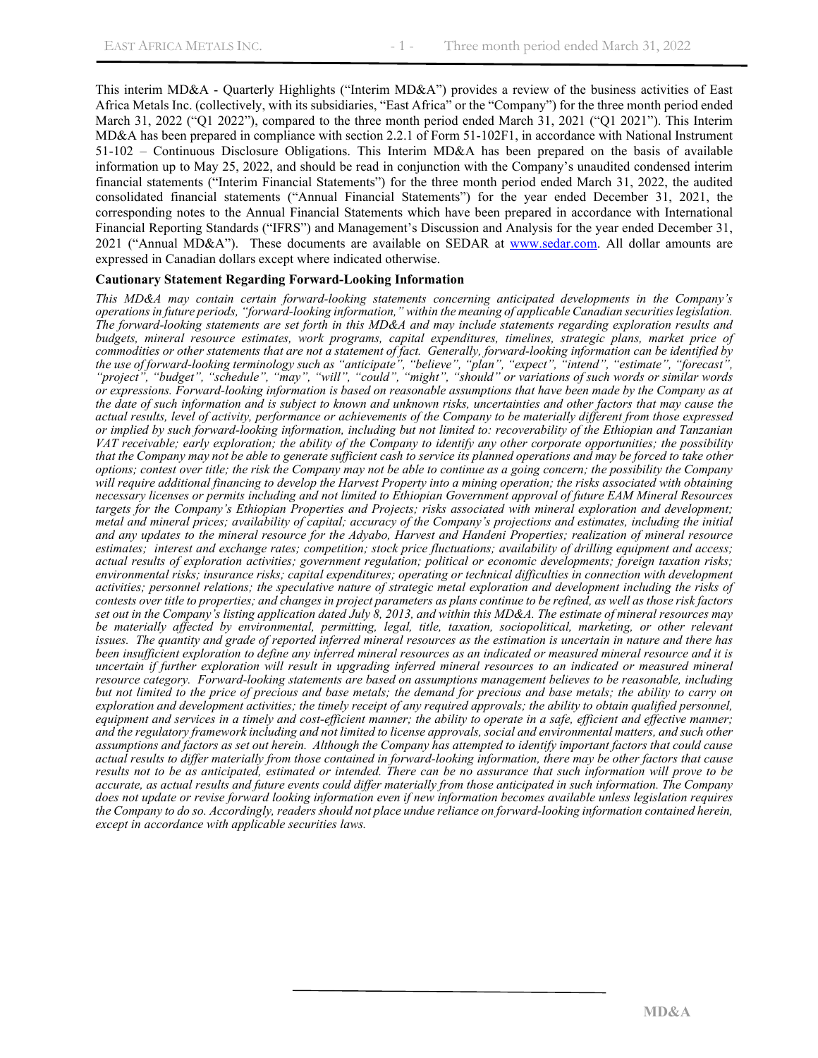This interim MD&A - Quarterly Highlights ("Interim MD&A") provides a review of the business activities of East Africa Metals Inc. (collectively, with its subsidiaries, "East Africa" or the "Company") for the three month period ended March 31, 2022 ("Q1 2022"), compared to the three month period ended March 31, 2021 ("Q1 2021"). This Interim MD&A has been prepared in compliance with section 2.2.1 of Form 51-102F1, in accordance with National Instrument 51-102 – Continuous Disclosure Obligations. This Interim MD&A has been prepared on the basis of available information up to May 25, 2022, and should be read in conjunction with the Company's unaudited condensed interim financial statements ("Interim Financial Statements") for the three month period ended March 31, 2022, the audited consolidated financial statements ("Annual Financial Statements") for the year ended December 31, 2021, the corresponding notes to the Annual Financial Statements which have been prepared in accordance with International Financial Reporting Standards ("IFRS") and Management's Discussion and Analysis for the year ended December 31, 2021 ("Annual MD&A"). These documents are available on SEDAR at www.sedar.com. All dollar amounts are expressed in Canadian dollars except where indicated otherwise.

### Cautionary Statement Regarding Forward-Looking Information

*This MD&A may contain certain forward-looking statements concerning anticipated developments in the Company's operations in future periods, "forward-looking information," within the meaning of applicable Canadian securities legislation. The forward-looking statements are set forth in this MD&A and may include statements regarding exploration results and budgets, mineral resource estimates, work programs, capital expenditures, timelines, strategic plans, market price of commodities or other statements that are not a statement of fact. Generally, forward-looking information can be identified by the use of forward-looking terminology such as "anticipate", "believe", "plan", "expect", "intend", "estimate", "forecast", "project", "budget", "schedule", "may", "will", "could", "might", "should" or variations of such words or similar words or expressions. Forward-looking information is based on reasonable assumptions that have been made by the Company as at the date of such information and is subject to known and unknown risks, uncertainties and other factors that may cause the actual results, level of activity, performance or achievements of the Company to be materially different from those expressed or implied by such forward-looking information, including but not limited to: recoverability of the Ethiopian and Tanzanian VAT receivable; early exploration; the ability of the Company to identify any other corporate opportunities; the possibility that the Company may not be able to generate sufficient cash to service its planned operations and may be forced to take other options; contest over title; the risk the Company may not be able to continue as a going concern; the possibility the Company will require additional financing to develop the Harvest Property into a mining operation; the risks associated with obtaining necessary licenses or permits including and not limited to Ethiopian Government approval of future EAM Mineral Resources targets for the Company's Ethiopian Properties and Projects; risks associated with mineral exploration and development; metal and mineral prices; availability of capital; accuracy of the Company's projections and estimates, including the initial and any updates to the mineral resource for the Adyabo, Harvest and Handeni Properties; realization of mineral resource estimates; interest and exchange rates; competition; stock price fluctuations; availability of drilling equipment and access; actual results of exploration activities; government regulation; political or economic developments; foreign taxation risks; environmental risks; insurance risks; capital expenditures; operating or technical difficulties in connection with development activities; personnel relations; the speculative nature of strategic metal exploration and development including the risks of contests over title to properties; and changes in project parameters as plans continue to be refined, as well as those risk factors set out in the Company's listing application dated July 8, 2013, and within this MD&A. The estimate of mineral resources may be materially affected by environmental, permitting, legal, title, taxation, sociopolitical, marketing, or other relevant issues. The quantity and grade of reported inferred mineral resources as the estimation is uncertain in nature and there has been insufficient exploration to define any inferred mineral resources as an indicated or measured mineral resource and it is uncertain if further exploration will result in upgrading inferred mineral resources to an indicated or measured mineral resource category. Forward-looking statements are based on assumptions management believes to be reasonable, including but not limited to the price of precious and base metals; the demand for precious and base metals; the ability to carry on exploration and development activities; the timely receipt of any required approvals; the ability to obtain qualified personnel, equipment and services in a timely and cost-efficient manner; the ability to operate in a safe, efficient and effective manner; and the regulatory framework including and not limited to license approvals, social and environmental matters, and such other assumptions and factors as set out herein. Although the Company has attempted to identify important factors that could cause actual results to differ materially from those contained in forward-looking information, there may be other factors that cause results not to be as anticipated, estimated or intended. There can be no assurance that such information will prove to be accurate, as actual results and future events could differ materially from those anticipated in such information. The Company does not update or revise forward looking information even if new information becomes available unless legislation requires the Company to do so. Accordingly, readers should not place undue reliance on forward-looking information contained herein, except in accordance with applicable securities laws.*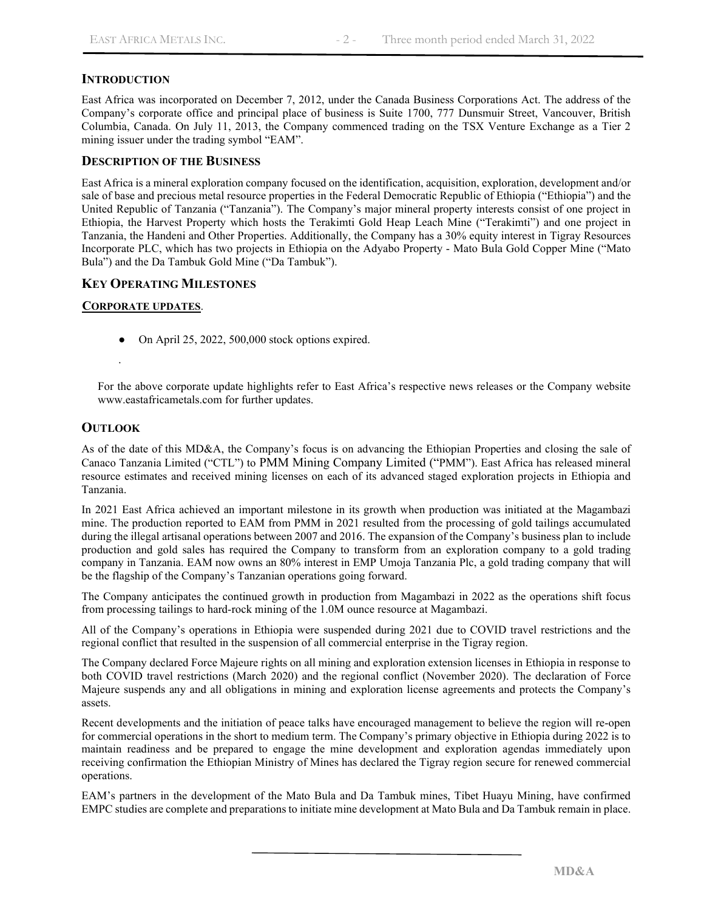## INTRODUCTION

East Africa was incorporated on December 7, 2012, under the Canada Business Corporations Act. The address of the Company's corporate office and principal place of business is Suite 1700, 777 Dunsmuir Street, Vancouver, British Columbia, Canada. On July 11, 2013, the Company commenced trading on the TSX Venture Exchange as a Tier 2 mining issuer under the trading symbol "EAM".

## DESCRIPTION OF THE BUSINESS

East Africa is a mineral exploration company focused on the identification, acquisition, exploration, development and/or sale of base and precious metal resource properties in the Federal Democratic Republic of Ethiopia ("Ethiopia") and the United Republic of Tanzania ("Tanzania"). The Company's major mineral property interests consist of one project in Ethiopia, the Harvest Property which hosts the Terakimti Gold Heap Leach Mine ("Terakimti") and one project in Tanzania, the Handeni and Other Properties. Additionally, the Company has a 30% equity interest in Tigray Resources Incorporate PLC, which has two projects in Ethiopia on the Adyabo Property - Mato Bula Gold Copper Mine ("Mato Bula") and the Da Tambuk Gold Mine ("Da Tambuk").

## KEY OPERATING MILESTONES

### CORPORATE UPDATES.

- On April 25, 2022, 500,000 stock options expired.

For the above corporate update highlights refer to East Africa's respective news releases or the Company website www.eastafricametals.com for further updates.

## OUTLOOK

As of the date of this MD&A, the Company's focus is on advancing the Ethiopian Properties and closing the sale of Canaco Tanzania Limited ("CTL") to PMM Mining Company Limited ("PMM"). East Africa has released mineral resource estimates and received mining licenses on each of its advanced staged exploration projects in Ethiopia and Tanzania.

In 2021 East Africa achieved an important milestone in its growth when production was initiated at the Magambazi mine. The production reported to EAM from PMM in 2021 resulted from the processing of gold tailings accumulated during the illegal artisanal operations between 2007 and 2016. The expansion of the Company's business plan to include production and gold sales has required the Company to transform from an exploration company to a gold trading company in Tanzania. EAM now owns an 80% interest in EMP Umoja Tanzania Plc, a gold trading company that will be the flagship of the Company's Tanzanian operations going forward.

The Company anticipates the continued growth in production from Magambazi in 2022 as the operations shift focus from processing tailings to hard-rock mining of the 1.0M ounce resource at Magambazi.

All of the Company's operations in Ethiopia were suspended during 2021 due to COVID travel restrictions and the regional conflict that resulted in the suspension of all commercial enterprise in the Tigray region.

The Company declared Force Majeure rights on all mining and exploration extension licenses in Ethiopia in response to both COVID travel restrictions (March 2020) and the regional conflict (November 2020). The declaration of Force Majeure suspends any and all obligations in mining and exploration license agreements and protects the Company's assets.

Recent developments and the initiation of peace talks have encouraged management to believe the region will re-open for commercial operations in the short to medium term. The Company's primary objective in Ethiopia during 2022 is to maintain readiness and be prepared to engage the mine development and exploration agendas immediately upon receiving confirmation the Ethiopian Ministry of Mines has declared the Tigray region secure for renewed commercial operations.

EAM's partners in the development of the Mato Bula and Da Tambuk mines, Tibet Huayu Mining, have confirmed EMPC studies are complete and preparations to initiate mine development at Mato Bula and Da Tambuk remain in place.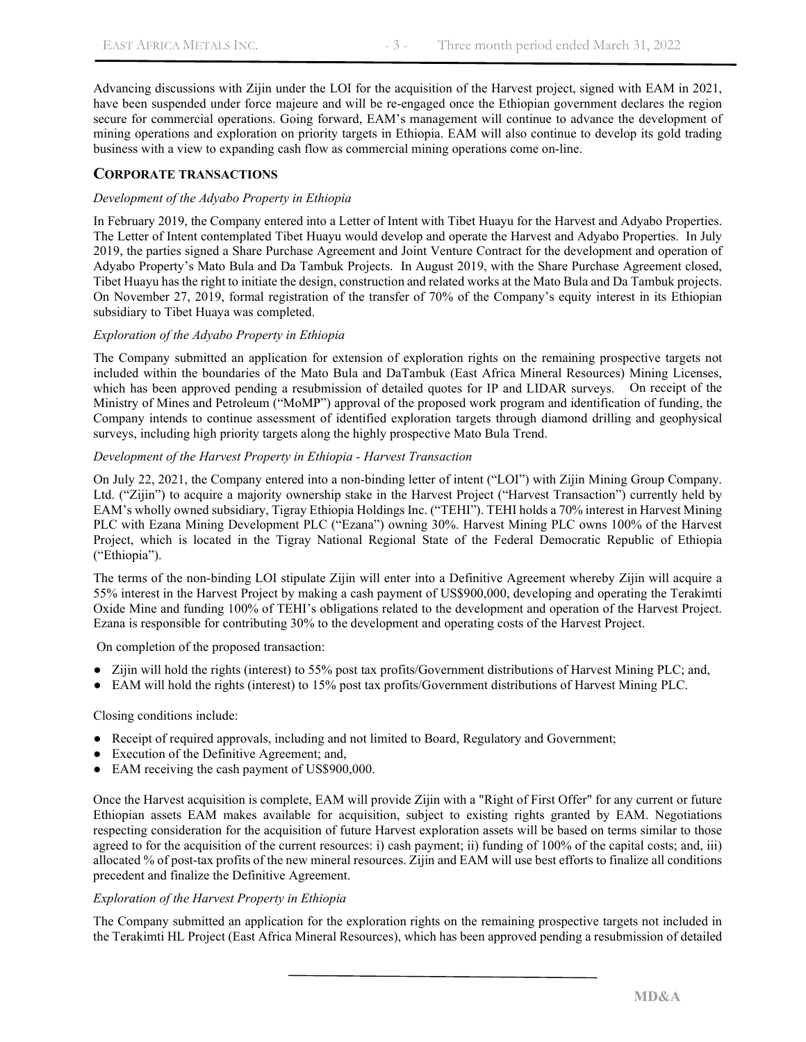Advancing discussions with Zijin under the LOI for the acquisition of the Harvest project, signed with EAM in 2021, have been suspended under force majeure and will be re-engaged once the Ethiopian government declares the region secure for commercial operations. Going forward, EAM's management will continue to advance the development of mining operations and exploration on priority targets in Ethiopia. EAM will also continue to develop its gold trading business with a view to expanding cash flow as commercial mining operations come on-line.

## CORPORATE TRANSACTIONS

*Development of the Adyabo Property in Ethiopia*

In February 2019, the Company entered into a Letter of Intent with Tibet Huayu for the Harvest and Adyabo Properties. The Letter of Intent contemplated Tibet Huayu would develop and operate the Harvest and Adyabo Properties. In July 2019, the parties signed a Share Purchase Agreement and Joint Venture Contract for the development and operation of Adyabo Property's Mato Bula and Da Tambuk Projects. In August 2019, with the Share Purchase Agreement closed, Tibet Huayu has the right to initiate the design, construction and related works at the Mato Bula and Da Tambuk projects. On November 27, 2019, formal registration of the transfer of 70% of the Company's equity interest in its Ethiopian subsidiary to Tibet Huaya was completed.

*Exploration of the Adyabo Property in Ethiopia*

The Company submitted an application for extension of exploration rights on the remaining prospective targets not included within the boundaries of the Mato Bula and DaTambuk (East Africa Mineral Resources) Mining Licenses, which has been approved pending a resubmission of detailed quotes for IP and LIDAR surveys. On receipt of the Ministry of Mines and Petroleum ("MoMP") approval of the proposed work program and identification of funding, the Company intends to continue assessment of identified exploration targets through diamond drilling and geophysical surveys, including high priority targets along the highly prospective Mato Bula Trend.

*Development of the Harvest Property in Ethiopia - Harvest Transaction*

On July 22, 2021, the Company entered into a non-binding letter of intent ("LOI") with Zijin Mining Group Company. Ltd. ("Zijin") to acquire a majority ownership stake in the Harvest Project ("Harvest Transaction") currently held by EAM's wholly owned subsidiary, Tigray Ethiopia Holdings Inc. ("TEHI"). TEHI holds a 70% interest in Harvest Mining PLC with Ezana Mining Development PLC ("Ezana") owning 30%. Harvest Mining PLC owns 100% of the Harvest Project, which is located in the Tigray National Regional State of the Federal Democratic Republic of Ethiopia ("Ethiopia").

The terms of the non-binding LOI stipulate Zijin will enter into a Definitive Agreement whereby Zijin will acquire a 55% interest in the Harvest Project by making a cash payment of US$900,000, developing and operating the Terakimti Oxide Mine and funding 100% of TEHI's obligations related to the development and operation of the Harvest Project. Ezana is responsible for contributing 30% to the development and operating costs of the Harvest Project.

On completion of the proposed transaction:

- Zijin will hold the rights (interest) to 55% post tax profits/Government distributions of Harvest Mining PLC; and,
- EAM will hold the rights (interest) to 15% post tax profits/Government distributions of Harvest Mining PLC.

Closing conditions include:

- Receipt of required approvals, including and not limited to Board, Regulatory and Government;
- Execution of the Definitive Agreement; and,
- EAM receiving the cash payment of US$900,000.

Once the Harvest acquisition is complete, EAM will provide Zijin with a "Right of First Offer" for any current or future Ethiopian assets EAM makes available for acquisition, subject to existing rights granted by EAM. Negotiations respecting consideration for the acquisition of future Harvest exploration assets will be based on terms similar to those agreed to for the acquisition of the current resources: i) cash payment; ii) funding of 100% of the capital costs; and, iii) allocated % of post-tax profits of the new mineral resources. Zijin and EAM will use best efforts to finalize all conditions precedent and finalize the Definitive Agreement.

*Exploration of the Harvest Property in Ethiopia*

The Company submitted an application for the exploration rights on the remaining prospective targets not included in the Terakimti HL Project (East Africa Mineral Resources), which has been approved pending a resubmission of detailed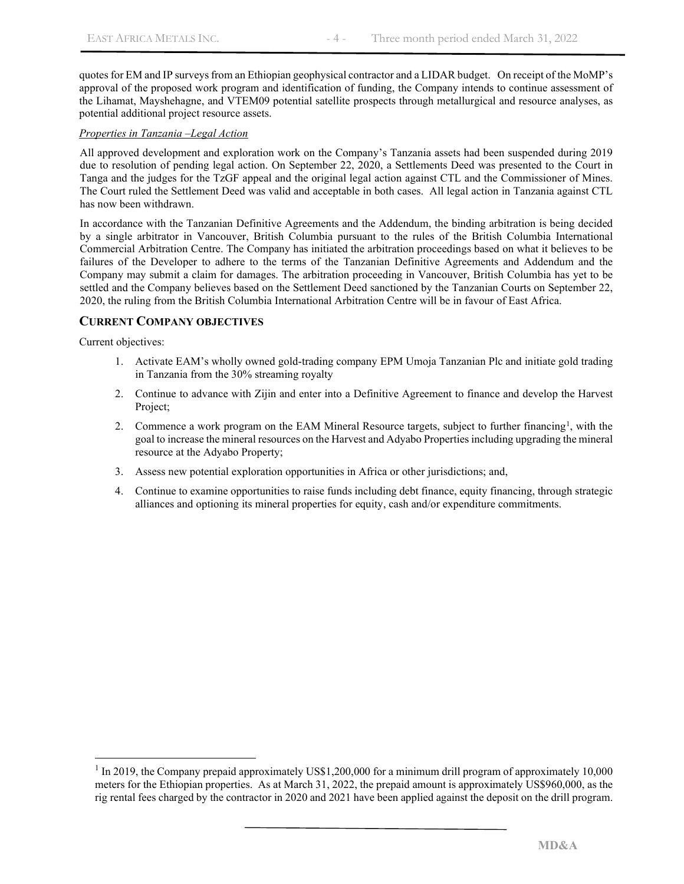quotes for EM and IP surveys from an Ethiopian geophysical contractor and a LIDAR budget. On receipt of the MoMP's approval of the proposed work program and identification of funding, the Company intends to continue assessment of the Lihamat, Mayshehagne, and VTEM09 potential satellite prospects through metallurgical and resource analyses, as potential additional project resource assets.

*Properties in Tanzania –Legal Action*

All approved development and exploration work on the Company's Tanzania assets had been suspended during 2019 due to resolution of pending legal action. On September 22, 2020, a Settlements Deed was presented to the Court in Tanga and the judges for the TzGF appeal and the original legal action against CTL and the Commissioner of Mines. The Court ruled the Settlement Deed was valid and acceptable in both cases. All legal action in Tanzania against CTL has now been withdrawn.

In accordance with the Tanzanian Definitive Agreements and the Addendum, the binding arbitration is being decided by a single arbitrator in Vancouver, British Columbia pursuant to the rules of the British Columbia International Commercial Arbitration Centre. The Company has initiated the arbitration proceedings based on what it believes to be failures of the Developer to adhere to the terms of the Tanzanian Definitive Agreements and Addendum and the Company may submit a claim for damages. The arbitration proceeding in Vancouver, British Columbia has yet to be settled and the Company believes based on the Settlement Deed sanctioned by the Tanzanian Courts on September 22, 2020, the ruling from the British Columbia International Arbitration Centre will be in favour of East Africa.

## CURRENT COMPANY OBJECTIVES

Current objectives:

1. Activate EAM's wholly owned gold-trading company EPM Umoja Tanzanian Plc and initiate gold trading in Tanzania from the 30% streaming royalty
2. Continue to advance with Zijin and enter into a Definitive Agreement to finance and develop the Harvest Project;
2. Commence a work program on the EAM Mineral Resource targets, subject to further financing[1], with the goal to increase the mineral resources on the Harvest and Adyabo Properties including upgrading the mineral resource at the Adyabo Property;
3. Assess new potential exploration opportunities in Africa or other jurisdictions; and,
4. Continue to examine opportunities to raise funds including debt finance, equity financing, through strategic alliances and optioning its mineral properties for equity, cash and/or expenditure commitments.

[1] In 2019, the Company prepaid approximately US$1,200,000 for a minimum drill program of approximately 10,000 meters for the Ethiopian properties. As at March 31, 2022, the prepaid amount is approximately US$960,000, as the rig rental fees charged by the contractor in 2020 and 2021 have been applied against the deposit on the drill program.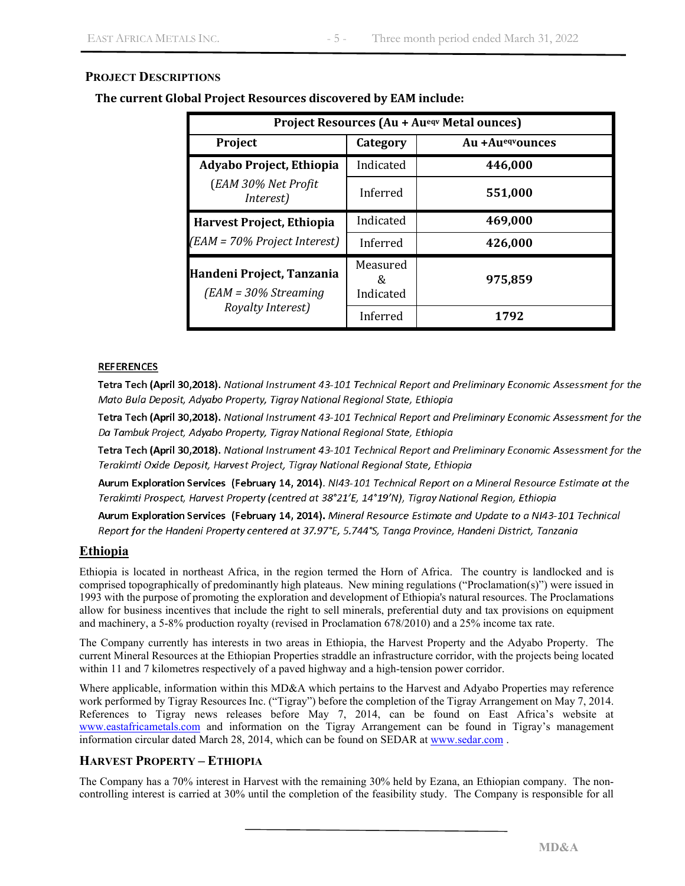## PROJECT DESCRIPTIONS

### The current Global Project Resources discovered by EAM include:

| Project Resources (Au + Au$^{eqv}$ Metal ounces) | | |
|---|---|---|
| **Project** | **Category** | **Au +Au$^{eqv}$ounces** |
| **Adyabo Project, Ethiopia** | Indicated | **446,000** |
| *(EAM 30% Net Profit Interest)* | Inferred | **551,000** |
| **Harvest Project, Ethiopia** | Indicated | **469,000** |
| *(EAM = 70% Project Interest)* | Inferred | **426,000** |
| **Handeni Project, Tanzania** *(EAM = 30% Streaming Royalty Interest)* | Measured & Indicated | **975,859** |
| | Inferred | **1792** |

**REFERENCES**

**Tetra Tech (April 30,2018).** *National Instrument 43-101 Technical Report and Preliminary Economic Assessment for the Mato Bula Deposit, Adyabo Property, Tigray National Regional State, Ethiopia*

**Tetra Tech (April 30,2018).** *National Instrument 43-101 Technical Report and Preliminary Economic Assessment for the Da Tambuk Project, Adyabo Property, Tigray National Regional State, Ethiopia*

**Tetra Tech (April 30,2018).** *National Instrument 43-101 Technical Report and Preliminary Economic Assessment for the Terakimti Oxide Deposit, Harvest Project, Tigray National Regional State, Ethiopia*

**Aurum Exploration Services (February 14, 2014).** *NI43-101 Technical Report on a Mineral Resource Estimate at the Terakimti Prospect, Harvest Property (centred at 38°21'E, 14°19'N), Tigray National Region, Ethiopia*

**Aurum Exploration Services (February 14, 2014).** *Mineral Resource Estimate and Update to a NI43-101 Technical Report for the Handeni Property centered at 37.97°E, 5.744°S, Tanga Province, Handeni District, Tanzania*

## Ethiopia

Ethiopia is located in northeast Africa, in the region termed the Horn of Africa. The country is landlocked and is comprised topographically of predominantly high plateaus. New mining regulations ("Proclamation(s)") were issued in 1993 with the purpose of promoting the exploration and development of Ethiopia's natural resources. The Proclamations allow for business incentives that include the right to sell minerals, preferential duty and tax provisions on equipment and machinery, a 5-8% production royalty (revised in Proclamation 678/2010) and a 25% income tax rate.

The Company currently has interests in two areas in Ethiopia, the Harvest Property and the Adyabo Property. The current Mineral Resources at the Ethiopian Properties straddle an infrastructure corridor, with the projects being located within 11 and 7 kilometres respectively of a paved highway and a high-tension power corridor.

Where applicable, information within this MD&A which pertains to the Harvest and Adyabo Properties may reference work performed by Tigray Resources Inc. ("Tigray") before the completion of the Tigray Arrangement on May 7, 2014. References to Tigray news releases before May 7, 2014, can be found on East Africa's website at www.eastafricametals.com and information on the Tigray Arrangement can be found in Tigray's management information circular dated March 28, 2014, which can be found on SEDAR at www.sedar.com .

## HARVEST PROPERTY – ETHIOPIA

The Company has a 70% interest in Harvest with the remaining 30% held by Ezana, an Ethiopian company. The non-controlling interest is carried at 30% until the completion of the feasibility study. The Company is responsible for all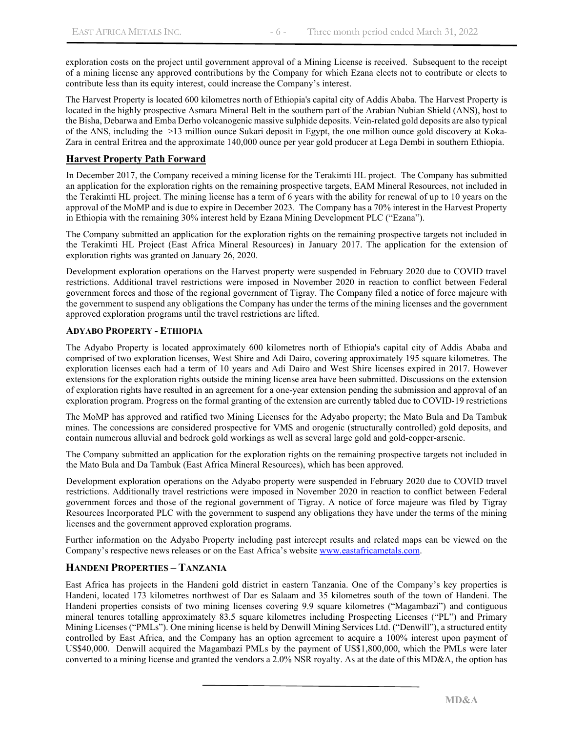exploration costs on the project until government approval of a Mining License is received. Subsequent to the receipt of a mining license any approved contributions by the Company for which Ezana elects not to contribute or elects to contribute less than its equity interest, could increase the Company's interest.

The Harvest Property is located 600 kilometres north of Ethiopia's capital city of Addis Ababa. The Harvest Property is located in the highly prospective Asmara Mineral Belt in the southern part of the Arabian Nubian Shield (ANS), host to the Bisha, Debarwa and Emba Derho volcanogenic massive sulphide deposits. Vein-related gold deposits are also typical of the ANS, including the >13 million ounce Sukari deposit in Egypt, the one million ounce gold discovery at Koka-Zara in central Eritrea and the approximate 140,000 ounce per year gold producer at Lega Dembi in southern Ethiopia.

## Harvest Property Path Forward

In December 2017, the Company received a mining license for the Terakimti HL project. The Company has submitted an application for the exploration rights on the remaining prospective targets, EAM Mineral Resources, not included in the Terakimti HL project. The mining license has a term of 6 years with the ability for renewal of up to 10 years on the approval of the MoMP and is due to expire in December 2023. The Company has a 70% interest in the Harvest Property in Ethiopia with the remaining 30% interest held by Ezana Mining Development PLC ("Ezana").

The Company submitted an application for the exploration rights on the remaining prospective targets not included in the Terakimti HL Project (East Africa Mineral Resources) in January 2017. The application for the extension of exploration rights was granted on January 26, 2020.

Development exploration operations on the Harvest property were suspended in February 2020 due to COVID travel restrictions. Additional travel restrictions were imposed in November 2020 in reaction to conflict between Federal government forces and those of the regional government of Tigray. The Company filed a notice of force majeure with the government to suspend any obligations the Company has under the terms of the mining licenses and the government approved exploration programs until the travel restrictions are lifted.

### ADYABO PROPERTY - ETHIOPIA

The Adyabo Property is located approximately 600 kilometres north of Ethiopia's capital city of Addis Ababa and comprised of two exploration licenses, West Shire and Adi Dairo, covering approximately 195 square kilometres. The exploration licenses each had a term of 10 years and Adi Dairo and West Shire licenses expired in 2017. However extensions for the exploration rights outside the mining license area have been submitted. Discussions on the extension of exploration rights have resulted in an agreement for a one-year extension pending the submission and approval of an exploration program. Progress on the formal granting of the extension are currently tabled due to COVID-19 restrictions

The MoMP has approved and ratified two Mining Licenses for the Adyabo property; the Mato Bula and Da Tambuk mines. The concessions are considered prospective for VMS and orogenic (structurally controlled) gold deposits, and contain numerous alluvial and bedrock gold workings as well as several large gold and gold-copper-arsenic.

The Company submitted an application for the exploration rights on the remaining prospective targets not included in the Mato Bula and Da Tambuk (East Africa Mineral Resources), which has been approved.

Development exploration operations on the Adyabo property were suspended in February 2020 due to COVID travel restrictions. Additionally travel restrictions were imposed in November 2020 in reaction to conflict between Federal government forces and those of the regional government of Tigray. A notice of force majeure was filed by Tigray Resources Incorporated PLC with the government to suspend any obligations they have under the terms of the mining licenses and the government approved exploration programs.

Further information on the Adyabo Property including past intercept results and related maps can be viewed on the Company's respective news releases or on the East Africa's website www.eastafricametals.com.

## HANDENI PROPERTIES – TANZANIA

East Africa has projects in the Handeni gold district in eastern Tanzania. One of the Company's key properties is Handeni, located 173 kilometres northwest of Dar es Salaam and 35 kilometres south of the town of Handeni. The Handeni properties consists of two mining licenses covering 9.9 square kilometres ("Magambazi") and contiguous mineral tenures totalling approximately 83.5 square kilometres including Prospecting Licenses ("PL") and Primary Mining Licenses ("PMLs"). One mining license is held by Denwill Mining Services Ltd. ("Denwill"), a structured entity controlled by East Africa, and the Company has an option agreement to acquire a 100% interest upon payment of US$40,000. Denwill acquired the Magambazi PMLs by the payment of US$1,800,000, which the PMLs were later converted to a mining license and granted the vendors a 2.0% NSR royalty. As at the date of this MD&A, the option has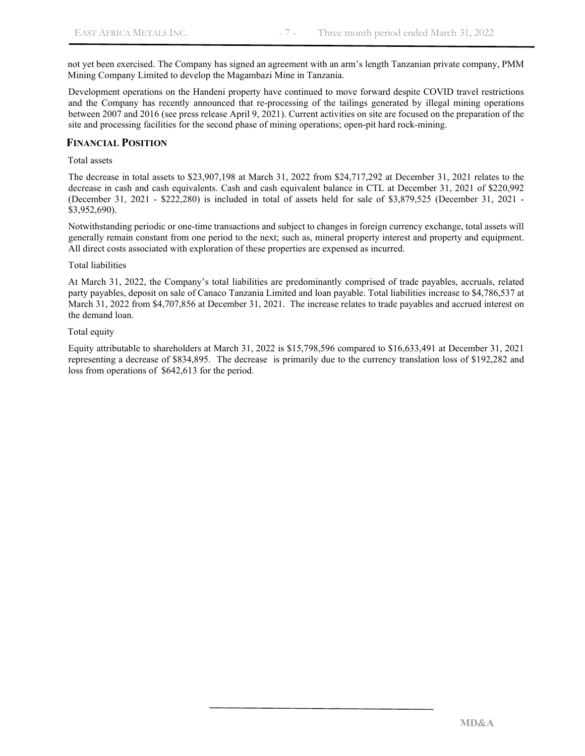not yet been exercised. The Company has signed an agreement with an arm's length Tanzanian private company, PMM Mining Company Limited to develop the Magambazi Mine in Tanzania.

Development operations on the Handeni property have continued to move forward despite COVID travel restrictions and the Company has recently announced that re-processing of the tailings generated by illegal mining operations between 2007 and 2016 (see press release April 9, 2021). Current activities on site are focused on the preparation of the site and processing facilities for the second phase of mining operations; open-pit hard rock-mining.

## FINANCIAL POSITION

Total assets

The decrease in total assets to $23,907,198 at March 31, 2022 from $24,717,292 at December 31, 2021 relates to the decrease in cash and cash equivalents. Cash and cash equivalent balance in CTL at December 31, 2021 of $220,992 (December 31, 2021 - $222,280) is included in total of assets held for sale of $3,879,525 (December 31, 2021 - $3,952,690).

Notwithstanding periodic or one-time transactions and subject to changes in foreign currency exchange, total assets will generally remain constant from one period to the next; such as, mineral property interest and property and equipment. All direct costs associated with exploration of these properties are expensed as incurred.

Total liabilities

At March 31, 2022, the Company's total liabilities are predominantly comprised of trade payables, accruals, related party payables, deposit on sale of Canaco Tanzania Limited and loan payable. Total liabilities increase to $4,786,537 at March 31, 2022 from $4,707,856 at December 31, 2021. The increase relates to trade payables and accrued interest on the demand loan.

Total equity

Equity attributable to shareholders at March 31, 2022 is $15,798,596 compared to $16,633,491 at December 31, 2021 representing a decrease of $834,895. The decrease is primarily due to the currency translation loss of $192,282 and loss from operations of $642,613 for the period.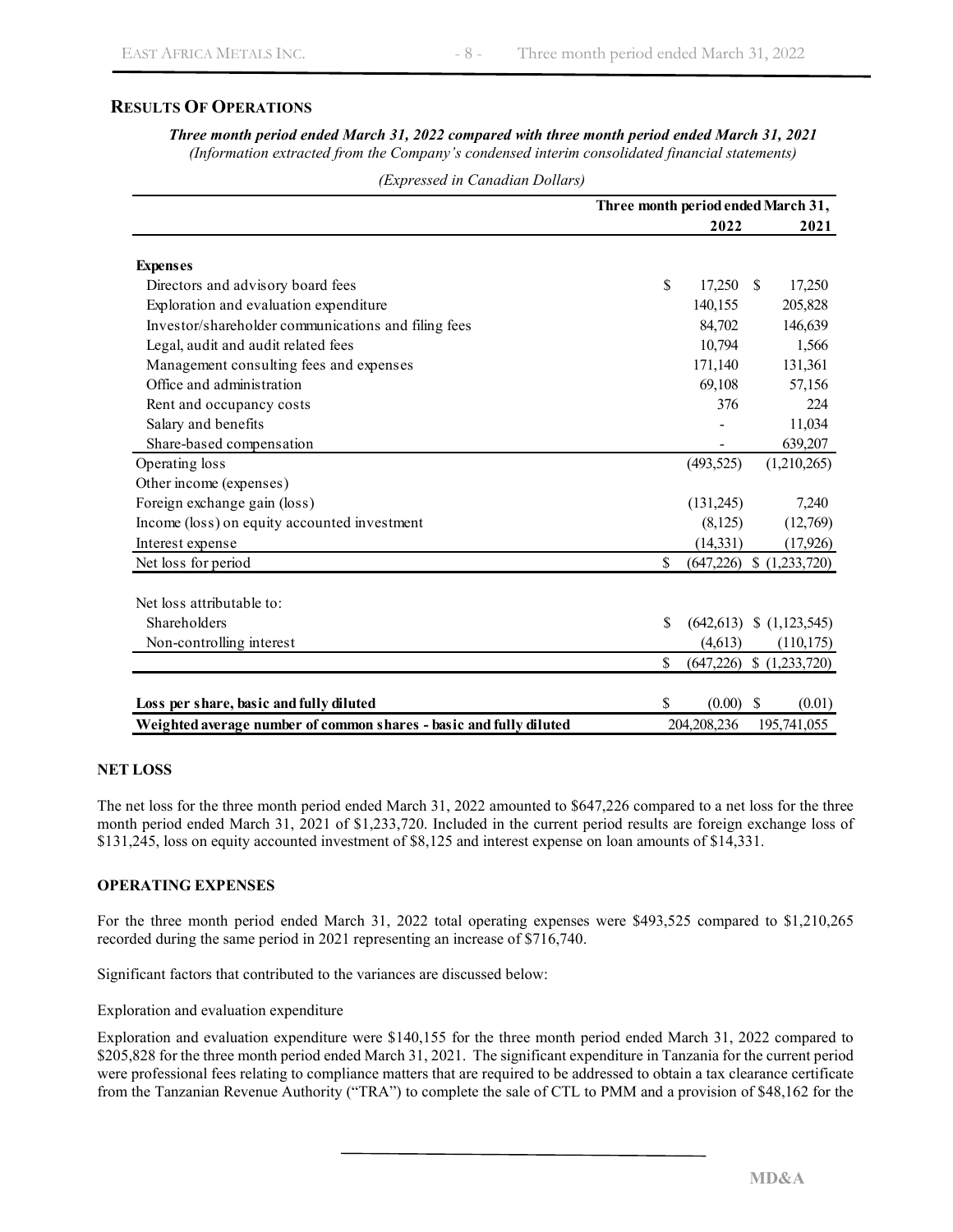## RESULTS OF OPERATIONS

***Three month period ended March 31, 2022 compared with three month period ended March 31, 2021***
*(Information extracted from the Company's condensed interim consolidated financial statements)*

*(Expressed in Canadian Dollars)*

| | Three month period ended March 31, | |
|---|---|---|
| | **2022** | **2021** |
| **Expenses** | | |
| Directors and advisory board fees | $ 17,250 | $ 17,250 |
| Exploration and evaluation expenditure | 140,155 | 205,828 |
| Investor/shareholder communications and filing fees | 84,702 | 146,639 |
| Legal, audit and audit related fees | 10,794 | 1,566 |
| Management consulting fees and expenses | 171,140 | 131,361 |
| Office and administration | 69,108 | 57,156 |
| Rent and occupancy costs | 376 | 224 |
| Salary and benefits | - | 11,034 |
| Share-based compensation | - | 639,207 |
| Operating loss | (493,525) | (1,210,265) |
| Other income (expenses) | | |
| Foreign exchange gain (loss) | (131,245) | 7,240 |
| Income (loss) on equity accounted investment | (8,125) | (12,769) |
| Interest expense | (14,331) | (17,926) |
| Net loss for period | $ (647,226) | $ (1,233,720) |
| | | |
| Net loss attributable to: | | |
| Shareholders | $ (642,613) | $ (1,123,545) |
| Non-controlling interest | (4,613) | (110,175) |
| | $ (647,226) | $ (1,233,720) |
| | | |
| **Loss per share, basic and fully diluted** | $ (0.00) | $ (0.01) |
| **Weighted average number of common shares - basic and fully diluted** | 204,208,236 | 195,741,055 |

### NET LOSS

The net loss for the three month period ended March 31, 2022 amounted to $647,226 compared to a net loss for the three month period ended March 31, 2021 of $1,233,720. Included in the current period results are foreign exchange loss of $131,245, loss on equity accounted investment of $8,125 and interest expense on loan amounts of $14,331.

### OPERATING EXPENSES

For the three month period ended March 31, 2022 total operating expenses were $493,525 compared to $1,210,265 recorded during the same period in 2021 representing an increase of $716,740.

Significant factors that contributed to the variances are discussed below:

Exploration and evaluation expenditure

Exploration and evaluation expenditure were $140,155 for the three month period ended March 31, 2022 compared to $205,828 for the three month period ended March 31, 2021. The significant expenditure in Tanzania for the current period were professional fees relating to compliance matters that are required to be addressed to obtain a tax clearance certificate from the Tanzanian Revenue Authority ("TRA") to complete the sale of CTL to PMM and a provision of $48,162 for the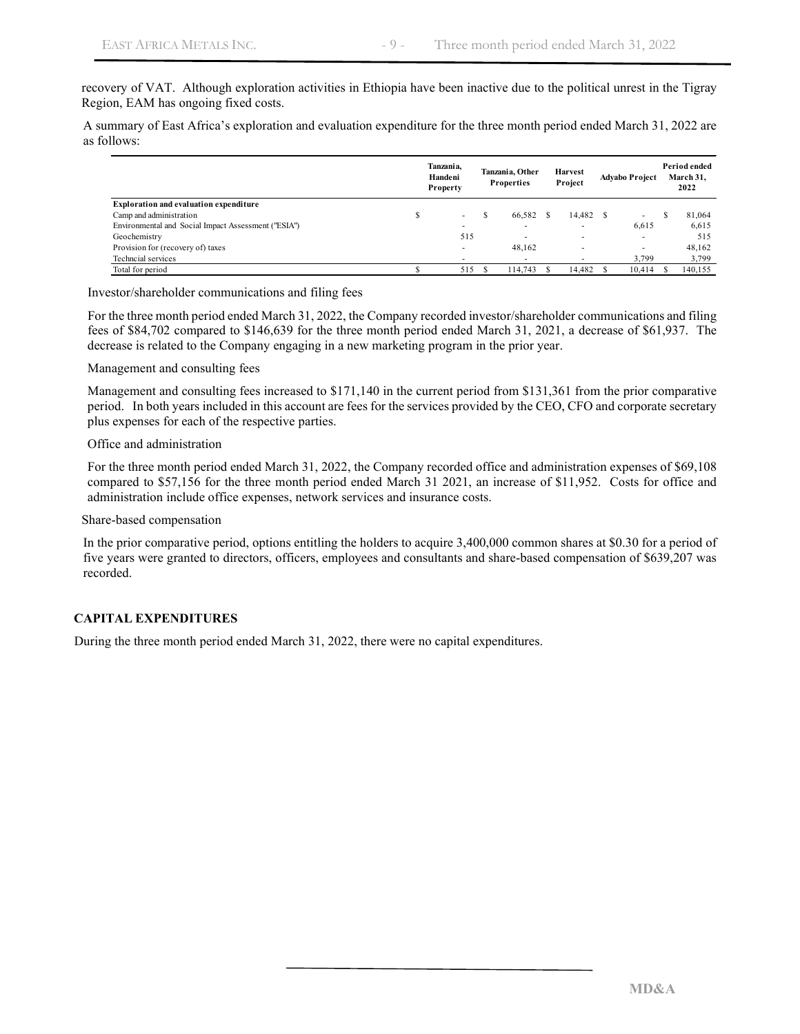recovery of VAT. Although exploration activities in Ethiopia have been inactive due to the political unrest in the Tigray Region, EAM has ongoing fixed costs.

A summary of East Africa's exploration and evaluation expenditure for the three month period ended March 31, 2022 are as follows:

| | Tanzania, Handeni Property | Tanzania, Other Properties | Harvest Project | Adyabo Project | Period ended March 31, 2022 |
|---|---|---|---|---|---|
| **Exploration and evaluation expenditure** | | | | | |
| Camp and administration | $ - | $ 66,582 | $ 14,482 | $ - | $ 81,064 |
| Environmental and Social Impact Assessment ("ESIA") | - | - | - | 6,615 | 6,615 |
| Geochemistry | 515 | - | - | - | 515 |
| Provision for (recovery of) taxes | - | 48,162 | - | - | 48,162 |
| Techncial services | - | - | - | 3,799 | 3,799 |
| Total for period | $ 515 | $ 114,743 | $ 14,482 | $ 10,414 | $ 140,155 |

Investor/shareholder communications and filing fees

For the three month period ended March 31, 2022, the Company recorded investor/shareholder communications and filing fees of $84,702 compared to $146,639 for the three month period ended March 31, 2021, a decrease of $61,937. The decrease is related to the Company engaging in a new marketing program in the prior year.

Management and consulting fees

Management and consulting fees increased to $171,140 in the current period from $131,361 from the prior comparative period. In both years included in this account are fees for the services provided by the CEO, CFO and corporate secretary plus expenses for each of the respective parties.

Office and administration

For the three month period ended March 31, 2022, the Company recorded office and administration expenses of $69,108 compared to $57,156 for the three month period ended March 31 2021, an increase of $11,952. Costs for office and administration include office expenses, network services and insurance costs.

Share-based compensation

In the prior comparative period, options entitling the holders to acquire 3,400,000 common shares at $0.30 for a period of five years were granted to directors, officers, employees and consultants and share-based compensation of $639,207 was recorded.

## CAPITAL EXPENDITURES

During the three month period ended March 31, 2022, there were no capital expenditures.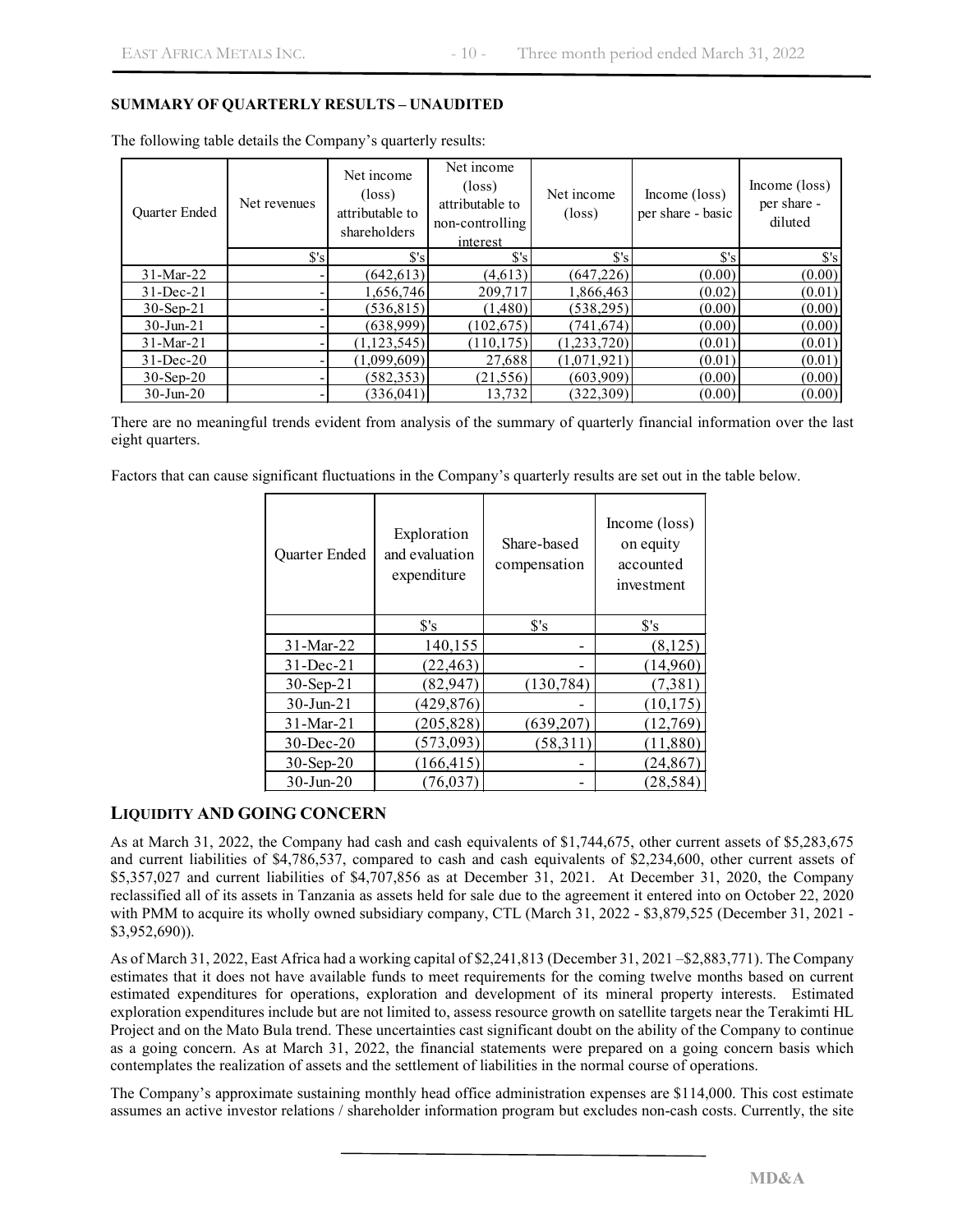## SUMMARY OF QUARTERLY RESULTS – UNAUDITED

The following table details the Company's quarterly results:

| Quarter Ended | Net revenues | Net income (loss) attributable to shareholders | Net income (loss) attributable to non-controlling interest | Net income (loss) | Income (loss) per share - basic | Income (loss) per share - diluted |
|---|---|---|---|---|---|---|
| | $'s | $'s | $'s | $'s | $'s | $'s |
| 31-Mar-22 | - | (642,613) | (4,613) | (647,226) | (0.00) | (0.00) |
| 31-Dec-21 | - | 1,656,746 | 209,717 | 1,866,463 | (0.02) | (0.01) |
| 30-Sep-21 | - | (536,815) | (1,480) | (538,295) | (0.00) | (0.00) |
| 30-Jun-21 | - | (638,999) | (102,675) | (741,674) | (0.00) | (0.00) |
| 31-Mar-21 | - | (1,123,545) | (110,175) | (1,233,720) | (0.01) | (0.01) |
| 31-Dec-20 | - | (1,099,609) | 27,688 | (1,071,921) | (0.01) | (0.01) |
| 30-Sep-20 | - | (582,353) | (21,556) | (603,909) | (0.00) | (0.00) |
| 30-Jun-20 | - | (336,041) | 13,732 | (322,309) | (0.00) | (0.00) |

There are no meaningful trends evident from analysis of the summary of quarterly financial information over the last eight quarters.

Factors that can cause significant fluctuations in the Company's quarterly results are set out in the table below.

| Quarter Ended | Exploration and evaluation expenditure | Share-based compensation | Income (loss) on equity accounted investment |
|---|---|---|---|
| | $'s | $'s | $'s |
| 31-Mar-22 | 140,155 | - | (8,125) |
| 31-Dec-21 | (22,463) | - | (14,960) |
| 30-Sep-21 | (82,947) | (130,784) | (7,381) |
| 30-Jun-21 | (429,876) | - | (10,175) |
| 31-Mar-21 | (205,828) | (639,207) | (12,769) |
| 30-Dec-20 | (573,093) | (58,311) | (11,880) |
| 30-Sep-20 | (166,415) | - | (24,867) |
| 30-Jun-20 | (76,037) | - | (28,584) |

## LIQUIDITY AND GOING CONCERN

As at March 31, 2022, the Company had cash and cash equivalents of $1,744,675, other current assets of $5,283,675 and current liabilities of $4,786,537, compared to cash and cash equivalents of $2,234,600, other current assets of $5,357,027 and current liabilities of $4,707,856 as at December 31, 2021. At December 31, 2020, the Company reclassified all of its assets in Tanzania as assets held for sale due to the agreement it entered into on October 22, 2020 with PMM to acquire its wholly owned subsidiary company, CTL (March 31, 2022 - $3,879,525 (December 31, 2021 - $3,952,690)).

As of March 31, 2022, East Africa had a working capital of $2,241,813 (December 31, 2021 –$2,883,771). The Company estimates that it does not have available funds to meet requirements for the coming twelve months based on current estimated expenditures for operations, exploration and development of its mineral property interests. Estimated exploration expenditures include but are not limited to, assess resource growth on satellite targets near the Terakimti HL Project and on the Mato Bula trend. These uncertainties cast significant doubt on the ability of the Company to continue as a going concern. As at March 31, 2022, the financial statements were prepared on a going concern basis which contemplates the realization of assets and the settlement of liabilities in the normal course of operations.

The Company's approximate sustaining monthly head office administration expenses are $114,000. This cost estimate assumes an active investor relations / shareholder information program but excludes non-cash costs. Currently, the site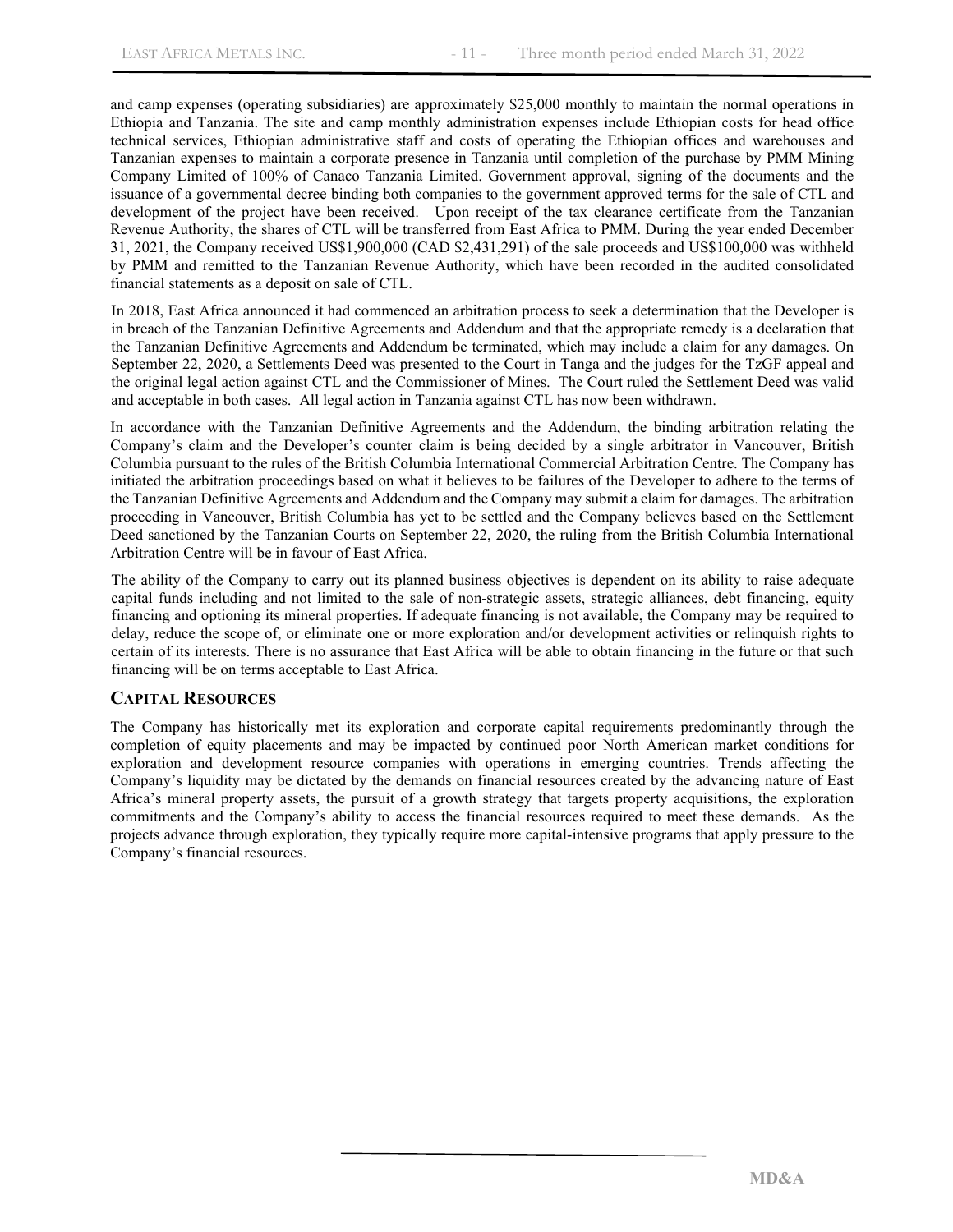and camp expenses (operating subsidiaries) are approximately $25,000 monthly to maintain the normal operations in Ethiopia and Tanzania. The site and camp monthly administration expenses include Ethiopian costs for head office technical services, Ethiopian administrative staff and costs of operating the Ethiopian offices and warehouses and Tanzanian expenses to maintain a corporate presence in Tanzania until completion of the purchase by PMM Mining Company Limited of 100% of Canaco Tanzania Limited. Government approval, signing of the documents and the issuance of a governmental decree binding both companies to the government approved terms for the sale of CTL and development of the project have been received. Upon receipt of the tax clearance certificate from the Tanzanian Revenue Authority, the shares of CTL will be transferred from East Africa to PMM. During the year ended December 31, 2021, the Company received US$1,900,000 (CAD $2,431,291) of the sale proceeds and US$100,000 was withheld by PMM and remitted to the Tanzanian Revenue Authority, which have been recorded in the audited consolidated financial statements as a deposit on sale of CTL.

In 2018, East Africa announced it had commenced an arbitration process to seek a determination that the Developer is in breach of the Tanzanian Definitive Agreements and Addendum and that the appropriate remedy is a declaration that the Tanzanian Definitive Agreements and Addendum be terminated, which may include a claim for any damages. On September 22, 2020, a Settlements Deed was presented to the Court in Tanga and the judges for the TzGF appeal and the original legal action against CTL and the Commissioner of Mines. The Court ruled the Settlement Deed was valid and acceptable in both cases. All legal action in Tanzania against CTL has now been withdrawn.

In accordance with the Tanzanian Definitive Agreements and the Addendum, the binding arbitration relating the Company's claim and the Developer's counter claim is being decided by a single arbitrator in Vancouver, British Columbia pursuant to the rules of the British Columbia International Commercial Arbitration Centre. The Company has initiated the arbitration proceedings based on what it believes to be failures of the Developer to adhere to the terms of the Tanzanian Definitive Agreements and Addendum and the Company may submit a claim for damages. The arbitration proceeding in Vancouver, British Columbia has yet to be settled and the Company believes based on the Settlement Deed sanctioned by the Tanzanian Courts on September 22, 2020, the ruling from the British Columbia International Arbitration Centre will be in favour of East Africa.

The ability of the Company to carry out its planned business objectives is dependent on its ability to raise adequate capital funds including and not limited to the sale of non-strategic assets, strategic alliances, debt financing, equity financing and optioning its mineral properties. If adequate financing is not available, the Company may be required to delay, reduce the scope of, or eliminate one or more exploration and/or development activities or relinquish rights to certain of its interests. There is no assurance that East Africa will be able to obtain financing in the future or that such financing will be on terms acceptable to East Africa.

## CAPITAL RESOURCES

The Company has historically met its exploration and corporate capital requirements predominantly through the completion of equity placements and may be impacted by continued poor North American market conditions for exploration and development resource companies with operations in emerging countries. Trends affecting the Company's liquidity may be dictated by the demands on financial resources created by the advancing nature of East Africa's mineral property assets, the pursuit of a growth strategy that targets property acquisitions, the exploration commitments and the Company's ability to access the financial resources required to meet these demands. As the projects advance through exploration, they typically require more capital-intensive programs that apply pressure to the Company's financial resources.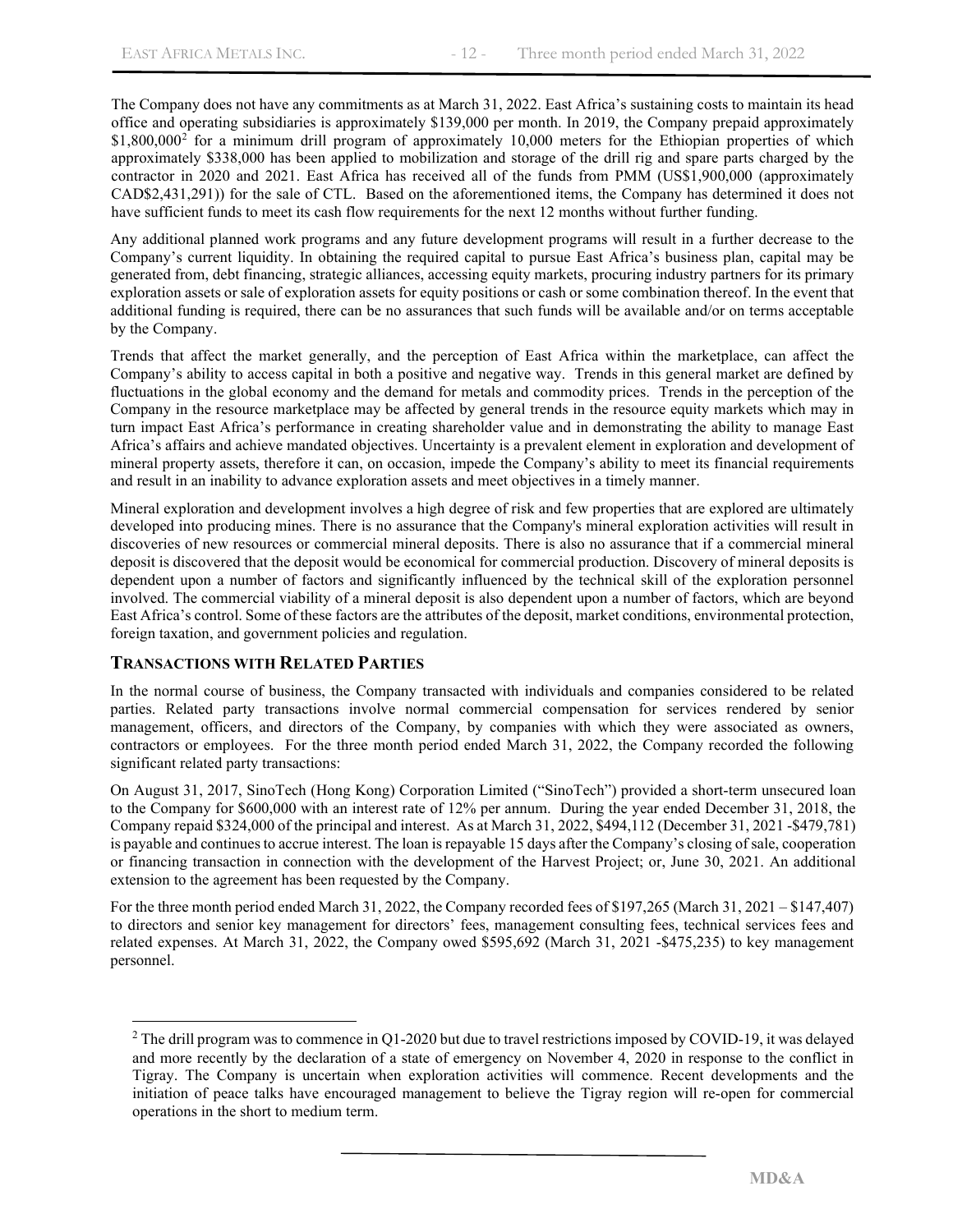The Company does not have any commitments as at March 31, 2022. East Africa's sustaining costs to maintain its head office and operating subsidiaries is approximately $139,000 per month. In 2019, the Company prepaid approximately $1,800,000[2] for a minimum drill program of approximately 10,000 meters for the Ethiopian properties of which approximately $338,000 has been applied to mobilization and storage of the drill rig and spare parts charged by the contractor in 2020 and 2021. East Africa has received all of the funds from PMM (US$1,900,000 (approximately CAD$2,431,291)) for the sale of CTL. Based on the aforementioned items, the Company has determined it does not have sufficient funds to meet its cash flow requirements for the next 12 months without further funding.

Any additional planned work programs and any future development programs will result in a further decrease to the Company's current liquidity. In obtaining the required capital to pursue East Africa's business plan, capital may be generated from, debt financing, strategic alliances, accessing equity markets, procuring industry partners for its primary exploration assets or sale of exploration assets for equity positions or cash or some combination thereof. In the event that additional funding is required, there can be no assurances that such funds will be available and/or on terms acceptable by the Company.

Trends that affect the market generally, and the perception of East Africa within the marketplace, can affect the Company's ability to access capital in both a positive and negative way. Trends in this general market are defined by fluctuations in the global economy and the demand for metals and commodity prices. Trends in the perception of the Company in the resource marketplace may be affected by general trends in the resource equity markets which may in turn impact East Africa's performance in creating shareholder value and in demonstrating the ability to manage East Africa's affairs and achieve mandated objectives. Uncertainty is a prevalent element in exploration and development of mineral property assets, therefore it can, on occasion, impede the Company's ability to meet its financial requirements and result in an inability to advance exploration assets and meet objectives in a timely manner.

Mineral exploration and development involves a high degree of risk and few properties that are explored are ultimately developed into producing mines. There is no assurance that the Company's mineral exploration activities will result in discoveries of new resources or commercial mineral deposits. There is also no assurance that if a commercial mineral deposit is discovered that the deposit would be economical for commercial production. Discovery of mineral deposits is dependent upon a number of factors and significantly influenced by the technical skill of the exploration personnel involved. The commercial viability of a mineral deposit is also dependent upon a number of factors, which are beyond East Africa's control. Some of these factors are the attributes of the deposit, market conditions, environmental protection, foreign taxation, and government policies and regulation.

## TRANSACTIONS WITH RELATED PARTIES

In the normal course of business, the Company transacted with individuals and companies considered to be related parties. Related party transactions involve normal commercial compensation for services rendered by senior management, officers, and directors of the Company, by companies with which they were associated as owners, contractors or employees. For the three month period ended March 31, 2022, the Company recorded the following significant related party transactions:

On August 31, 2017, SinoTech (Hong Kong) Corporation Limited ("SinoTech") provided a short-term unsecured loan to the Company for $600,000 with an interest rate of 12% per annum. During the year ended December 31, 2018, the Company repaid $324,000 of the principal and interest. As at March 31, 2022, $494,112 (December 31, 2021 -$479,781) is payable and continues to accrue interest. The loan is repayable 15 days after the Company's closing of sale, cooperation or financing transaction in connection with the development of the Harvest Project; or, June 30, 2021. An additional extension to the agreement has been requested by the Company.

For the three month period ended March 31, 2022, the Company recorded fees of $197,265 (March 31, 2021 – $147,407) to directors and senior key management for directors' fees, management consulting fees, technical services fees and related expenses. At March 31, 2022, the Company owed $595,692 (March 31, 2021 -$475,235) to key management personnel.

---

[2] The drill program was to commence in Q1-2020 but due to travel restrictions imposed by COVID-19, it was delayed and more recently by the declaration of a state of emergency on November 4, 2020 in response to the conflict in Tigray. The Company is uncertain when exploration activities will commence. Recent developments and the initiation of peace talks have encouraged management to believe the Tigray region will re-open for commercial operations in the short to medium term.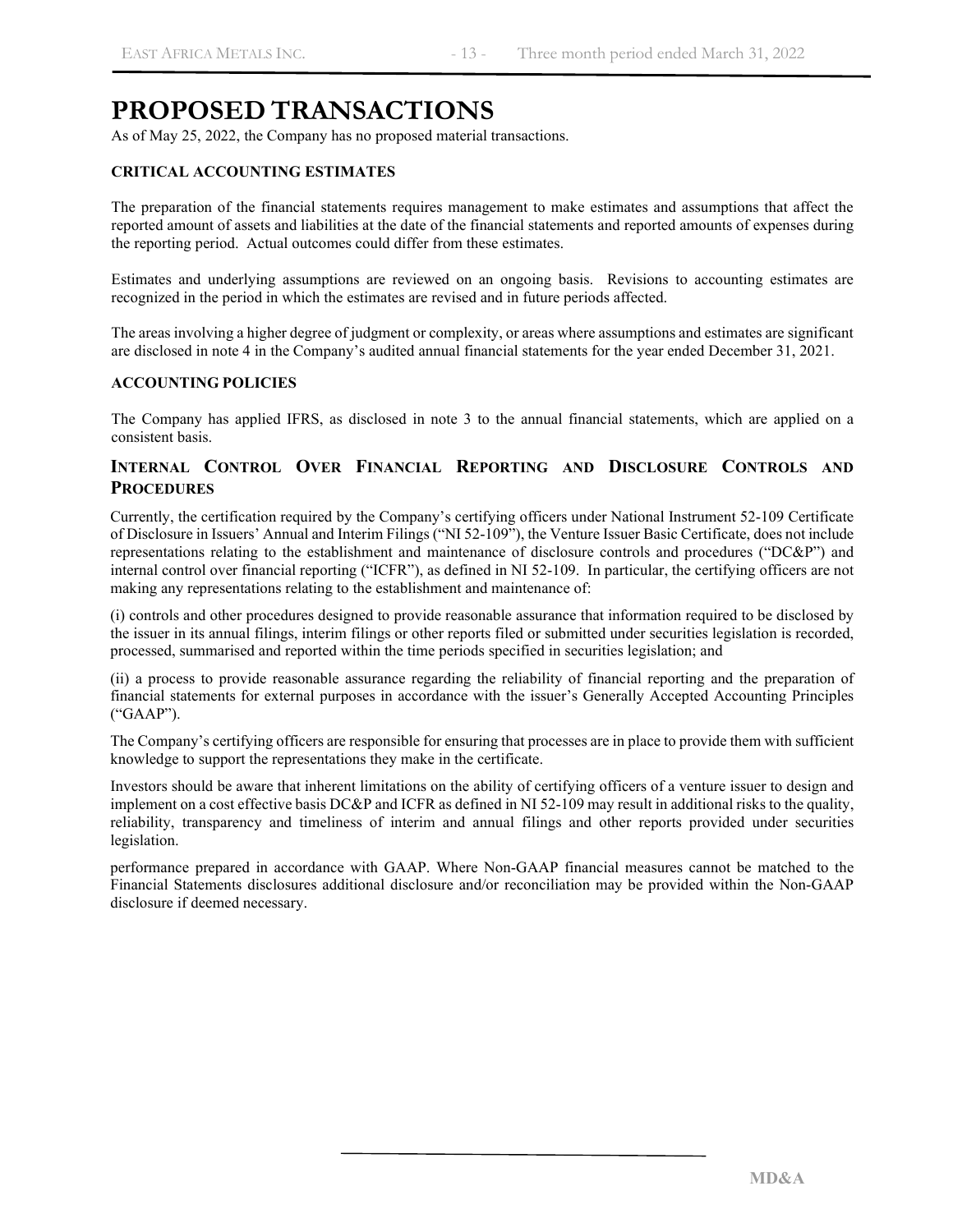# PROPOSED TRANSACTIONS

As of May 25, 2022, the Company has no proposed material transactions.

### CRITICAL ACCOUNTING ESTIMATES

The preparation of the financial statements requires management to make estimates and assumptions that affect the reported amount of assets and liabilities at the date of the financial statements and reported amounts of expenses during the reporting period. Actual outcomes could differ from these estimates.

Estimates and underlying assumptions are reviewed on an ongoing basis. Revisions to accounting estimates are recognized in the period in which the estimates are revised and in future periods affected.

The areas involving a higher degree of judgment or complexity, or areas where assumptions and estimates are significant are disclosed in note 4 in the Company's audited annual financial statements for the year ended December 31, 2021.

### ACCOUNTING POLICIES

The Company has applied IFRS, as disclosed in note 3 to the annual financial statements, which are applied on a consistent basis.

## INTERNAL CONTROL OVER FINANCIAL REPORTING AND DISCLOSURE CONTROLS AND PROCEDURES

Currently, the certification required by the Company's certifying officers under National Instrument 52-109 Certificate of Disclosure in Issuers' Annual and Interim Filings ("NI 52-109"), the Venture Issuer Basic Certificate, does not include representations relating to the establishment and maintenance of disclosure controls and procedures ("DC&P") and internal control over financial reporting ("ICFR"), as defined in NI 52-109. In particular, the certifying officers are not making any representations relating to the establishment and maintenance of:

(i) controls and other procedures designed to provide reasonable assurance that information required to be disclosed by the issuer in its annual filings, interim filings or other reports filed or submitted under securities legislation is recorded, processed, summarised and reported within the time periods specified in securities legislation; and

(ii) a process to provide reasonable assurance regarding the reliability of financial reporting and the preparation of financial statements for external purposes in accordance with the issuer's Generally Accepted Accounting Principles ("GAAP").

The Company's certifying officers are responsible for ensuring that processes are in place to provide them with sufficient knowledge to support the representations they make in the certificate.

Investors should be aware that inherent limitations on the ability of certifying officers of a venture issuer to design and implement on a cost effective basis DC&P and ICFR as defined in NI 52-109 may result in additional risks to the quality, reliability, transparency and timeliness of interim and annual filings and other reports provided under securities legislation.

performance prepared in accordance with GAAP. Where Non-GAAP financial measures cannot be matched to the Financial Statements disclosures additional disclosure and/or reconciliation may be provided within the Non-GAAP disclosure if deemed necessary.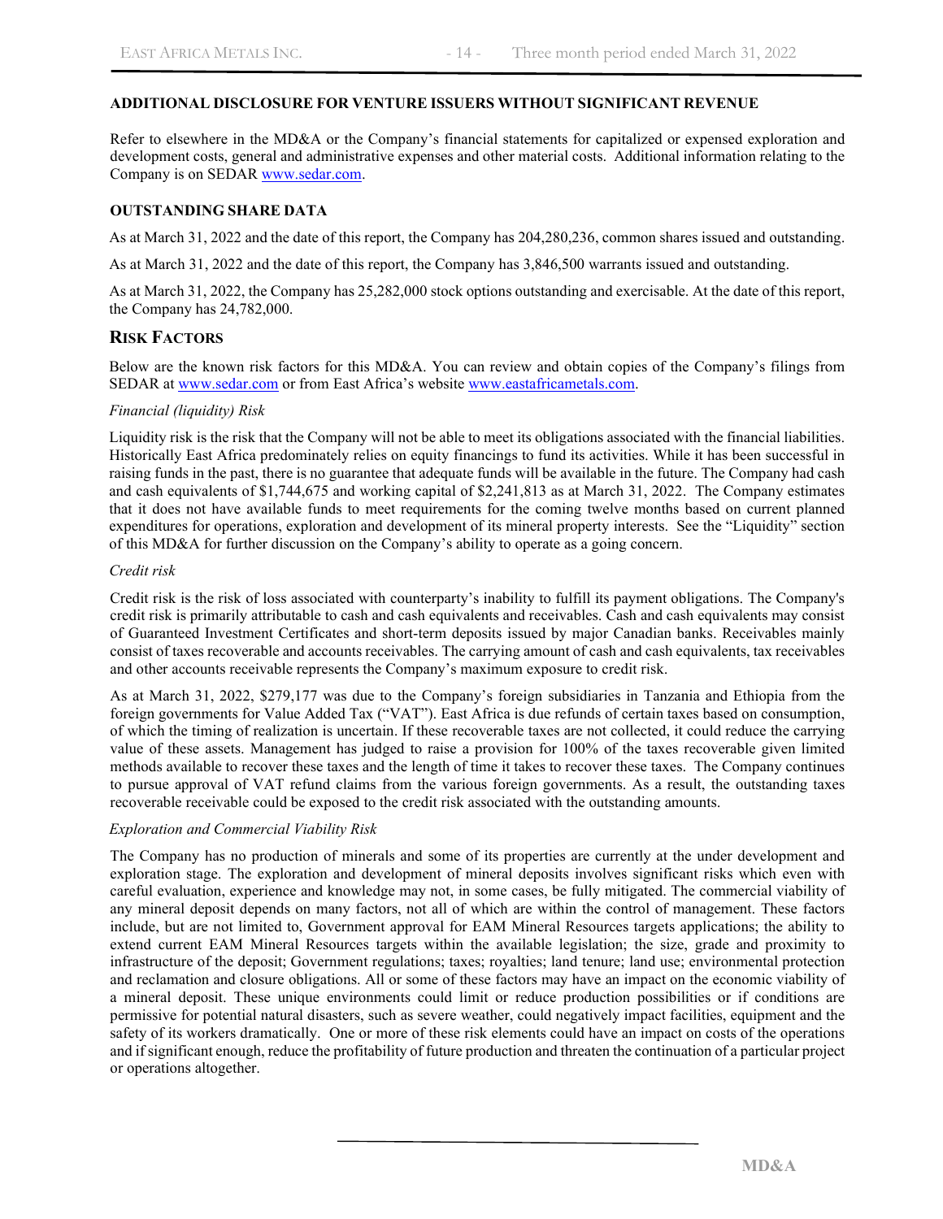**ADDITIONAL DISCLOSURE FOR VENTURE ISSUERS WITHOUT SIGNIFICANT REVENUE**

Refer to elsewhere in the MD&A or the Company's financial statements for capitalized or expensed exploration and development costs, general and administrative expenses and other material costs. Additional information relating to the Company is on SEDAR www.sedar.com.

**OUTSTANDING SHARE DATA**

As at March 31, 2022 and the date of this report, the Company has 204,280,236, common shares issued and outstanding.

As at March 31, 2022 and the date of this report, the Company has 3,846,500 warrants issued and outstanding.

As at March 31, 2022, the Company has 25,282,000 stock options outstanding and exercisable. At the date of this report, the Company has 24,782,000.

## RISK FACTORS

Below are the known risk factors for this MD&A. You can review and obtain copies of the Company's filings from SEDAR at www.sedar.com or from East Africa's website www.eastafricametals.com.

*Financial (liquidity) Risk*

Liquidity risk is the risk that the Company will not be able to meet its obligations associated with the financial liabilities. Historically East Africa predominately relies on equity financings to fund its activities. While it has been successful in raising funds in the past, there is no guarantee that adequate funds will be available in the future. The Company had cash and cash equivalents of $1,744,675 and working capital of $2,241,813 as at March 31, 2022. The Company estimates that it does not have available funds to meet requirements for the coming twelve months based on current planned expenditures for operations, exploration and development of its mineral property interests. See the "Liquidity" section of this MD&A for further discussion on the Company's ability to operate as a going concern.

*Credit risk*

Credit risk is the risk of loss associated with counterparty's inability to fulfill its payment obligations. The Company's credit risk is primarily attributable to cash and cash equivalents and receivables. Cash and cash equivalents may consist of Guaranteed Investment Certificates and short-term deposits issued by major Canadian banks. Receivables mainly consist of taxes recoverable and accounts receivables. The carrying amount of cash and cash equivalents, tax receivables and other accounts receivable represents the Company's maximum exposure to credit risk.

As at March 31, 2022, $279,177 was due to the Company's foreign subsidiaries in Tanzania and Ethiopia from the foreign governments for Value Added Tax ("VAT"). East Africa is due refunds of certain taxes based on consumption, of which the timing of realization is uncertain. If these recoverable taxes are not collected, it could reduce the carrying value of these assets. Management has judged to raise a provision for 100% of the taxes recoverable given limited methods available to recover these taxes and the length of time it takes to recover these taxes. The Company continues to pursue approval of VAT refund claims from the various foreign governments. As a result, the outstanding taxes recoverable receivable could be exposed to the credit risk associated with the outstanding amounts.

*Exploration and Commercial Viability Risk*

The Company has no production of minerals and some of its properties are currently at the under development and exploration stage. The exploration and development of mineral deposits involves significant risks which even with careful evaluation, experience and knowledge may not, in some cases, be fully mitigated. The commercial viability of any mineral deposit depends on many factors, not all of which are within the control of management. These factors include, but are not limited to, Government approval for EAM Mineral Resources targets applications; the ability to extend current EAM Mineral Resources targets within the available legislation; the size, grade and proximity to infrastructure of the deposit; Government regulations; taxes; royalties; land tenure; land use; environmental protection and reclamation and closure obligations. All or some of these factors may have an impact on the economic viability of a mineral deposit. These unique environments could limit or reduce production possibilities or if conditions are permissive for potential natural disasters, such as severe weather, could negatively impact facilities, equipment and the safety of its workers dramatically. One or more of these risk elements could have an impact on costs of the operations and if significant enough, reduce the profitability of future production and threaten the continuation of a particular project or operations altogether.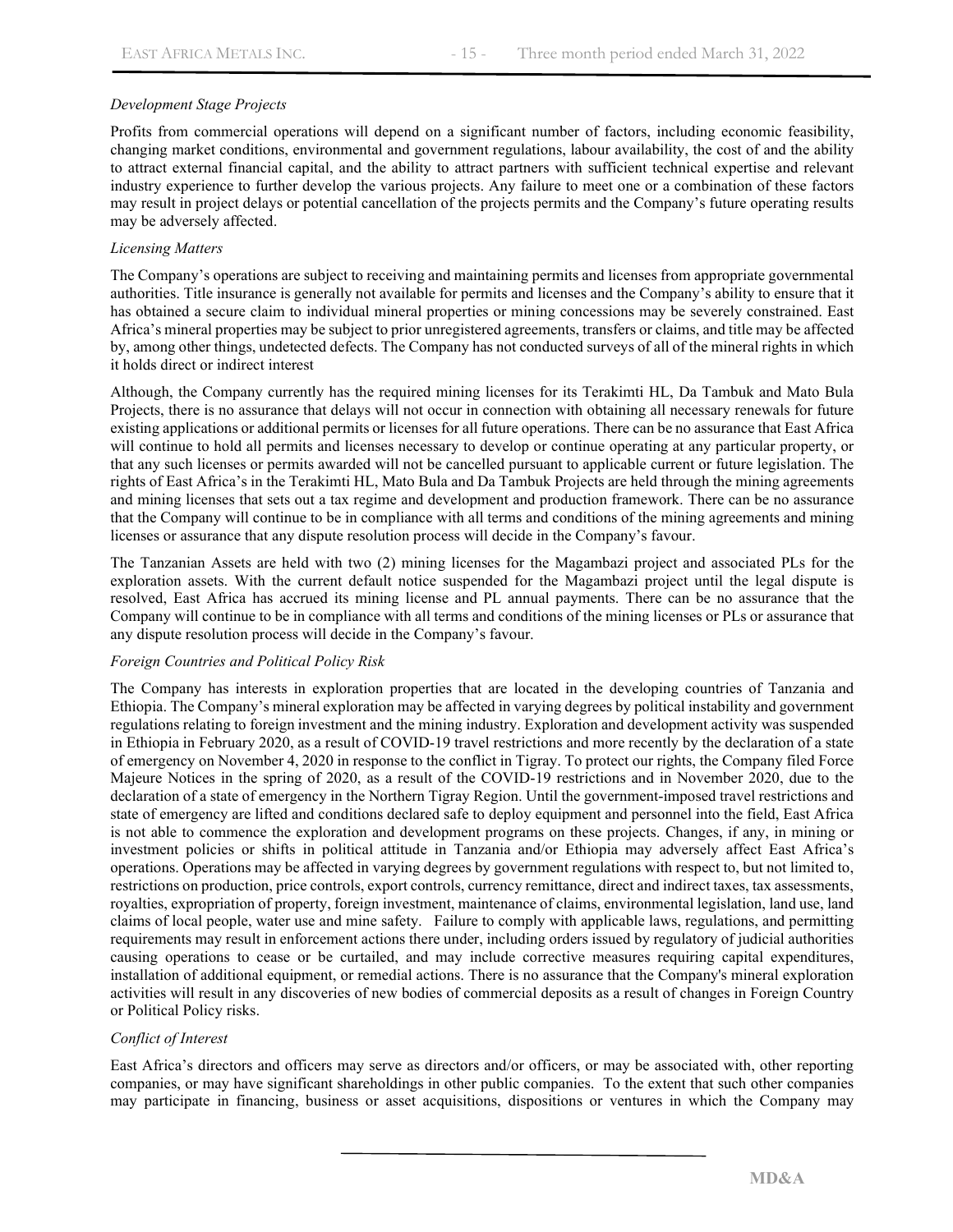*Development Stage Projects*

Profits from commercial operations will depend on a significant number of factors, including economic feasibility, changing market conditions, environmental and government regulations, labour availability, the cost of and the ability to attract external financial capital, and the ability to attract partners with sufficient technical expertise and relevant industry experience to further develop the various projects. Any failure to meet one or a combination of these factors may result in project delays or potential cancellation of the projects permits and the Company's future operating results may be adversely affected.

*Licensing Matters*

The Company's operations are subject to receiving and maintaining permits and licenses from appropriate governmental authorities. Title insurance is generally not available for permits and licenses and the Company's ability to ensure that it has obtained a secure claim to individual mineral properties or mining concessions may be severely constrained. East Africa's mineral properties may be subject to prior unregistered agreements, transfers or claims, and title may be affected by, among other things, undetected defects. The Company has not conducted surveys of all of the mineral rights in which it holds direct or indirect interest

Although, the Company currently has the required mining licenses for its Terakimti HL, Da Tambuk and Mato Bula Projects, there is no assurance that delays will not occur in connection with obtaining all necessary renewals for future existing applications or additional permits or licenses for all future operations. There can be no assurance that East Africa will continue to hold all permits and licenses necessary to develop or continue operating at any particular property, or that any such licenses or permits awarded will not be cancelled pursuant to applicable current or future legislation. The rights of East Africa's in the Terakimti HL, Mato Bula and Da Tambuk Projects are held through the mining agreements and mining licenses that sets out a tax regime and development and production framework. There can be no assurance that the Company will continue to be in compliance with all terms and conditions of the mining agreements and mining licenses or assurance that any dispute resolution process will decide in the Company's favour.

The Tanzanian Assets are held with two (2) mining licenses for the Magambazi project and associated PLs for the exploration assets. With the current default notice suspended for the Magambazi project until the legal dispute is resolved, East Africa has accrued its mining license and PL annual payments. There can be no assurance that the Company will continue to be in compliance with all terms and conditions of the mining licenses or PLs or assurance that any dispute resolution process will decide in the Company's favour.

*Foreign Countries and Political Policy Risk*

The Company has interests in exploration properties that are located in the developing countries of Tanzania and Ethiopia. The Company's mineral exploration may be affected in varying degrees by political instability and government regulations relating to foreign investment and the mining industry. Exploration and development activity was suspended in Ethiopia in February 2020, as a result of COVID-19 travel restrictions and more recently by the declaration of a state of emergency on November 4, 2020 in response to the conflict in Tigray. To protect our rights, the Company filed Force Majeure Notices in the spring of 2020, as a result of the COVID-19 restrictions and in November 2020, due to the declaration of a state of emergency in the Northern Tigray Region. Until the government-imposed travel restrictions and state of emergency are lifted and conditions declared safe to deploy equipment and personnel into the field, East Africa is not able to commence the exploration and development programs on these projects. Changes, if any, in mining or investment policies or shifts in political attitude in Tanzania and/or Ethiopia may adversely affect East Africa's operations. Operations may be affected in varying degrees by government regulations with respect to, but not limited to, restrictions on production, price controls, export controls, currency remittance, direct and indirect taxes, tax assessments, royalties, expropriation of property, foreign investment, maintenance of claims, environmental legislation, land use, land claims of local people, water use and mine safety. Failure to comply with applicable laws, regulations, and permitting requirements may result in enforcement actions there under, including orders issued by regulatory of judicial authorities causing operations to cease or be curtailed, and may include corrective measures requiring capital expenditures, installation of additional equipment, or remedial actions. There is no assurance that the Company's mineral exploration activities will result in any discoveries of new bodies of commercial deposits as a result of changes in Foreign Country or Political Policy risks.

*Conflict of Interest*

East Africa's directors and officers may serve as directors and/or officers, or may be associated with, other reporting companies, or may have significant shareholdings in other public companies. To the extent that such other companies may participate in financing, business or asset acquisitions, dispositions or ventures in which the Company may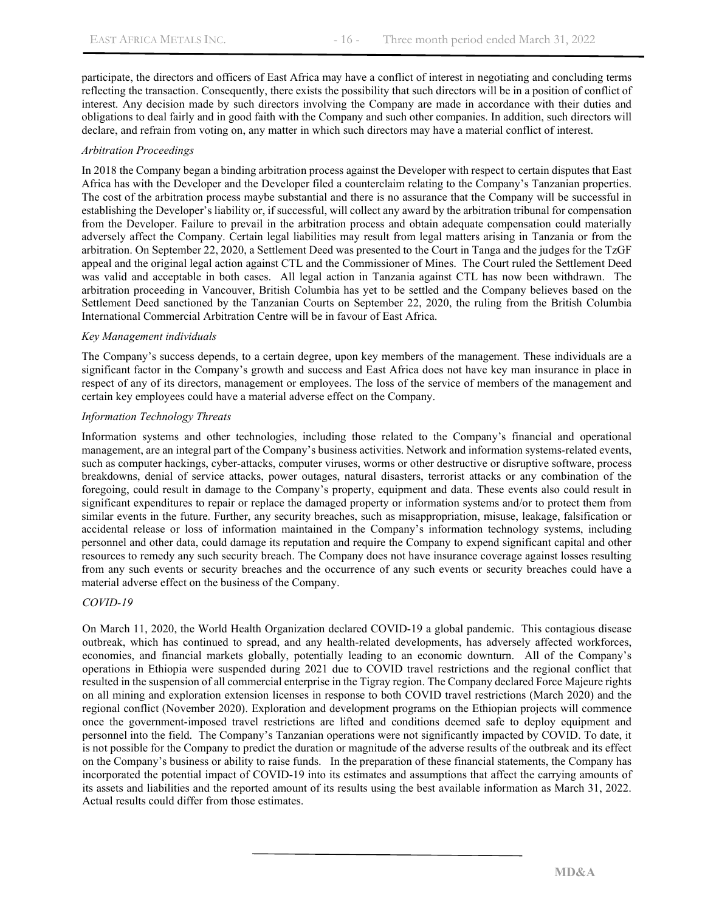participate, the directors and officers of East Africa may have a conflict of interest in negotiating and concluding terms reflecting the transaction. Consequently, there exists the possibility that such directors will be in a position of conflict of interest. Any decision made by such directors involving the Company are made in accordance with their duties and obligations to deal fairly and in good faith with the Company and such other companies. In addition, such directors will declare, and refrain from voting on, any matter in which such directors may have a material conflict of interest.

*Arbitration Proceedings*

In 2018 the Company began a binding arbitration process against the Developer with respect to certain disputes that East Africa has with the Developer and the Developer filed a counterclaim relating to the Company's Tanzanian properties. The cost of the arbitration process maybe substantial and there is no assurance that the Company will be successful in establishing the Developer's liability or, if successful, will collect any award by the arbitration tribunal for compensation from the Developer. Failure to prevail in the arbitration process and obtain adequate compensation could materially adversely affect the Company. Certain legal liabilities may result from legal matters arising in Tanzania or from the arbitration. On September 22, 2020, a Settlement Deed was presented to the Court in Tanga and the judges for the TzGF appeal and the original legal action against CTL and the Commissioner of Mines. The Court ruled the Settlement Deed was valid and acceptable in both cases. All legal action in Tanzania against CTL has now been withdrawn. The arbitration proceeding in Vancouver, British Columbia has yet to be settled and the Company believes based on the Settlement Deed sanctioned by the Tanzanian Courts on September 22, 2020, the ruling from the British Columbia International Commercial Arbitration Centre will be in favour of East Africa.

*Key Management individuals*

The Company's success depends, to a certain degree, upon key members of the management. These individuals are a significant factor in the Company's growth and success and East Africa does not have key man insurance in place in respect of any of its directors, management or employees. The loss of the service of members of the management and certain key employees could have a material adverse effect on the Company.

*Information Technology Threats*

Information systems and other technologies, including those related to the Company's financial and operational management, are an integral part of the Company's business activities. Network and information systems-related events, such as computer hackings, cyber-attacks, computer viruses, worms or other destructive or disruptive software, process breakdowns, denial of service attacks, power outages, natural disasters, terrorist attacks or any combination of the foregoing, could result in damage to the Company's property, equipment and data. These events also could result in significant expenditures to repair or replace the damaged property or information systems and/or to protect them from similar events in the future. Further, any security breaches, such as misappropriation, misuse, leakage, falsification or accidental release or loss of information maintained in the Company's information technology systems, including personnel and other data, could damage its reputation and require the Company to expend significant capital and other resources to remedy any such security breach. The Company does not have insurance coverage against losses resulting from any such events or security breaches and the occurrence of any such events or security breaches could have a material adverse effect on the business of the Company.

*COVID-19*

On March 11, 2020, the World Health Organization declared COVID-19 a global pandemic. This contagious disease outbreak, which has continued to spread, and any health-related developments, has adversely affected workforces, economies, and financial markets globally, potentially leading to an economic downturn. All of the Company's operations in Ethiopia were suspended during 2021 due to COVID travel restrictions and the regional conflict that resulted in the suspension of all commercial enterprise in the Tigray region. The Company declared Force Majeure rights on all mining and exploration extension licenses in response to both COVID travel restrictions (March 2020) and the regional conflict (November 2020). Exploration and development programs on the Ethiopian projects will commence once the government-imposed travel restrictions are lifted and conditions deemed safe to deploy equipment and personnel into the field. The Company's Tanzanian operations were not significantly impacted by COVID. To date, it is not possible for the Company to predict the duration or magnitude of the adverse results of the outbreak and its effect on the Company's business or ability to raise funds. In the preparation of these financial statements, the Company has incorporated the potential impact of COVID-19 into its estimates and assumptions that affect the carrying amounts of its assets and liabilities and the reported amount of its results using the best available information as March 31, 2022. Actual results could differ from those estimates.